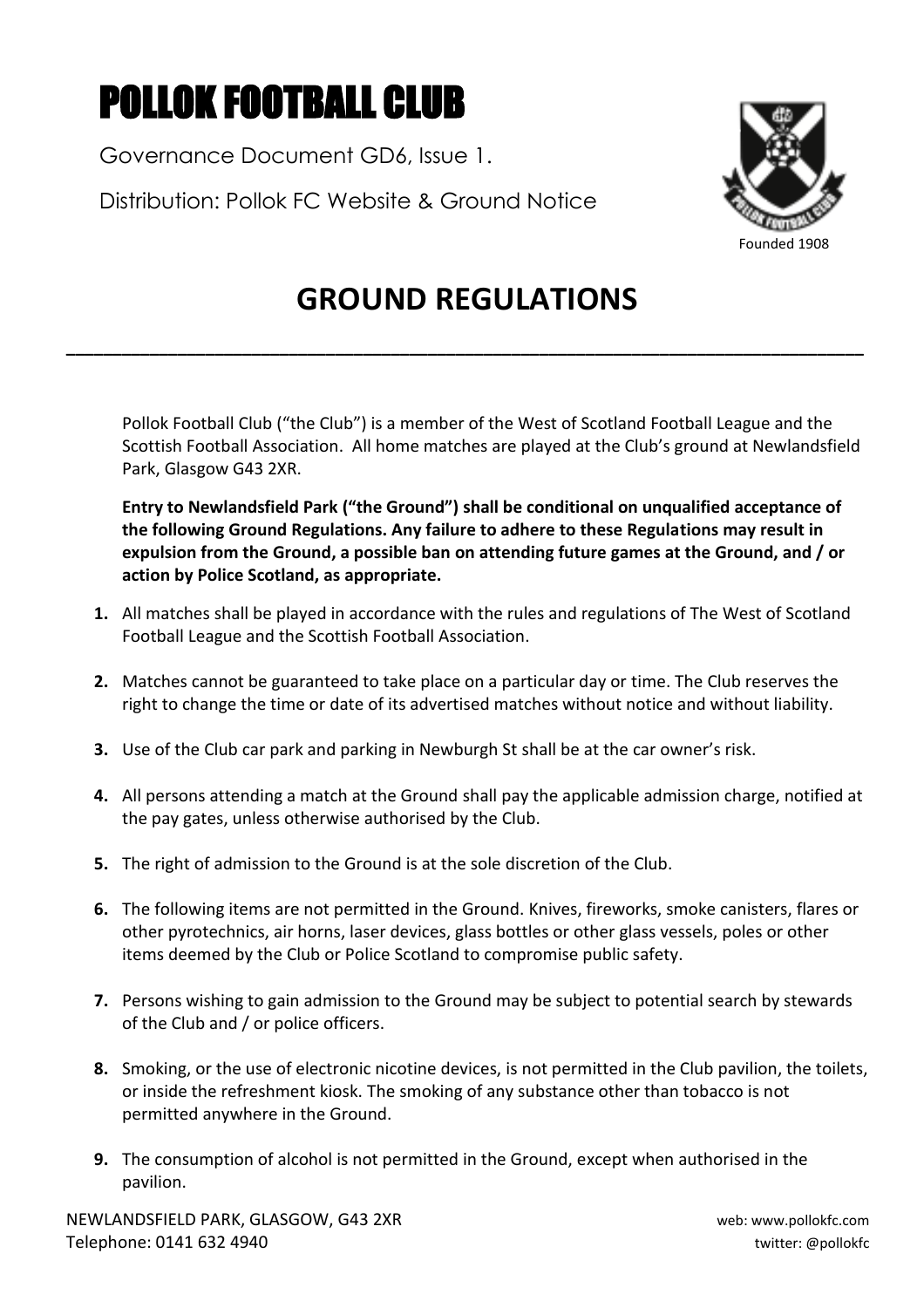# POLLOK FOOTBALL CLUB

Governance Document GD6, Issue 1.

Distribution: Pollok FC Website & Ground Notice

Founded 1908

## GROUND REGULATIONS

---

Pollok Football Club ("the Club") is a member of the West of Scotland Football League and the Scottish Football Association. All home matches are played at the Club's ground at Newlandsfield Park, Glasgow G43 2XR.

**Entry to Newlandsfield Park ("the Ground") shall be conditional on unqualified acceptance of the following Ground Regulations. Any failure to adhere to these Regulations may result in expulsion from the Ground, a possible ban on attending future games at the Ground, and / or action by Police Scotland, as appropriate.**

1. All matches shall be played in accordance with the rules and regulations of The West of Scotland Football League and the Scottish Football Association.

2. Matches cannot be guaranteed to take place on a particular day or time. The Club reserves the right to change the time or date of its advertised matches without notice and without liability.

3. Use of the Club car park and parking in Newburgh St shall be at the car owner's risk.

4. All persons attending a match at the Ground shall pay the applicable admission charge, notified at the pay gates, unless otherwise authorised by the Club.

5. The right of admission to the Ground is at the sole discretion of the Club.

6. The following items are not permitted in the Ground. Knives, fireworks, smoke canisters, flares or other pyrotechnics, air horns, laser devices, glass bottles or other glass vessels, poles or other items deemed by the Club or Police Scotland to compromise public safety.

7. Persons wishing to gain admission to the Ground may be subject to potential search by stewards of the Club and / or police officers.

8. Smoking, or the use of electronic nicotine devices, is not permitted in the Club pavilion, the toilets, or inside the refreshment kiosk. The smoking of any substance other than tobacco is not permitted anywhere in the Ground.

9. The consumption of alcohol is not permitted in the Ground, except when authorised in the pavilion.

NEWLANDSFIELD PARK, GLASGOW, G43 2XR
Telephone: 0141 632 4940

web: www.pollokfc.com
twitter: @pollokfc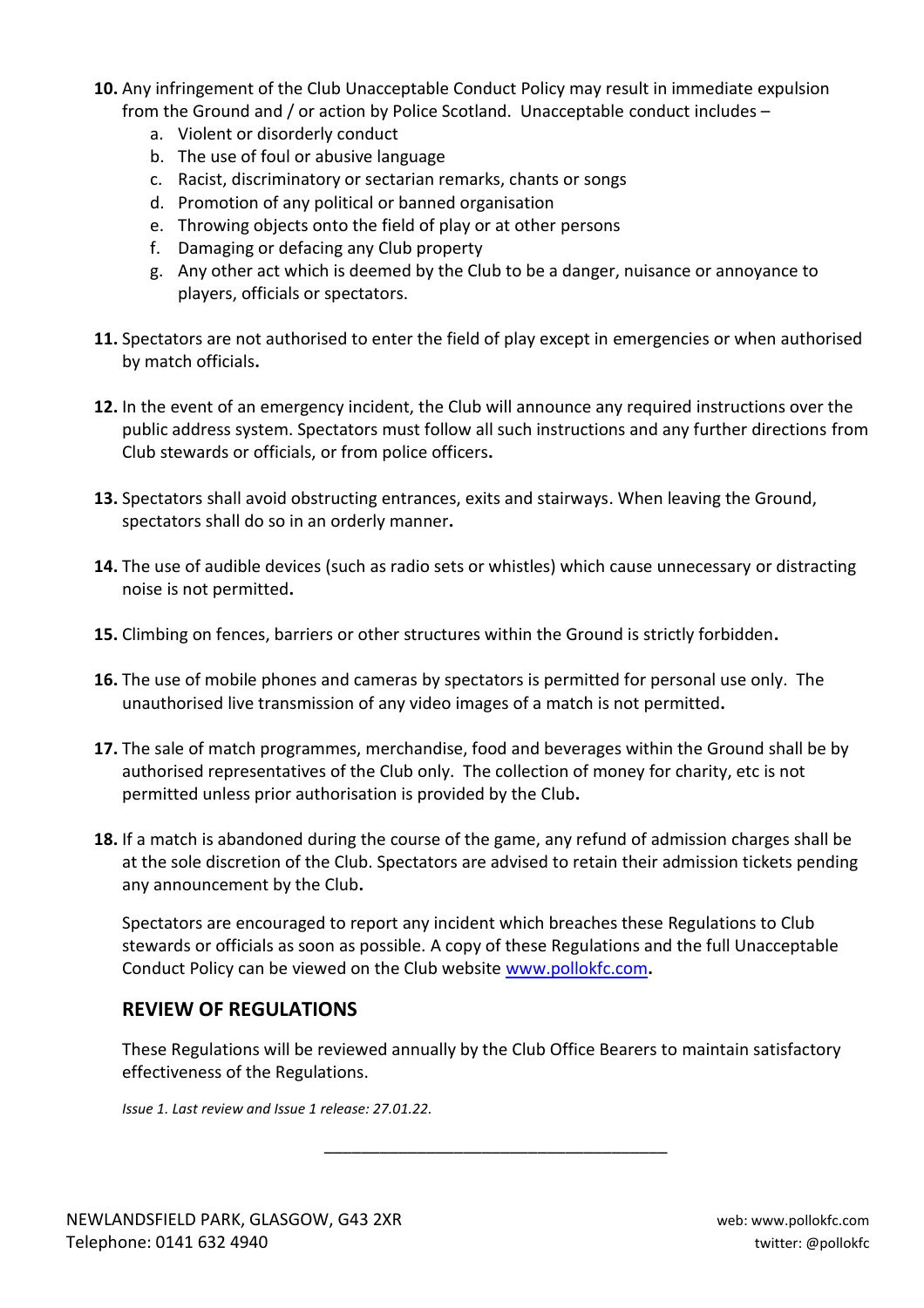10. Any infringement of the Club Unacceptable Conduct Policy may result in immediate expulsion from the Ground and / or action by Police Scotland. Unacceptable conduct includes –
    a. Violent or disorderly conduct
    b. The use of foul or abusive language
    c. Racist, discriminatory or sectarian remarks, chants or songs
    d. Promotion of any political or banned organisation
    e. Throwing objects onto the field of play or at other persons
    f. Damaging or defacing any Club property
    g. Any other act which is deemed by the Club to be a danger, nuisance or annoyance to players, officials or spectators.

11. Spectators are not authorised to enter the field of play except in emergencies or when authorised by match officials.

12. In the event of an emergency incident, the Club will announce any required instructions over the public address system. Spectators must follow all such instructions and any further directions from Club stewards or officials, or from police officers.

13. Spectators shall avoid obstructing entrances, exits and stairways. When leaving the Ground, spectators shall do so in an orderly manner.

14. The use of audible devices (such as radio sets or whistles) which cause unnecessary or distracting noise is not permitted.

15. Climbing on fences, barriers or other structures within the Ground is strictly forbidden.

16. The use of mobile phones and cameras by spectators is permitted for personal use only. The unauthorised live transmission of any video images of a match is not permitted.

17. The sale of match programmes, merchandise, food and beverages within the Ground shall be by authorised representatives of the Club only. The collection of money for charity, etc is not permitted unless prior authorisation is provided by the Club.

18. If a match is abandoned during the course of the game, any refund of admission charges shall be at the sole discretion of the Club. Spectators are advised to retain their admission tickets pending any announcement by the Club.

Spectators are encouraged to report any incident which breaches these Regulations to Club stewards or officials as soon as possible. A copy of these Regulations and the full Unacceptable Conduct Policy can be viewed on the Club website www.pollokfc.com.

## REVIEW OF REGULATIONS

These Regulations will be reviewed annually by the Club Office Bearers to maintain satisfactory effectiveness of the Regulations.

*Issue 1. Last review and Issue 1 release: 27.01.22.*

---

NEWLANDSFIELD PARK, GLASGOW, G43 2XR
Telephone: 0141 632 4940

web: www.pollokfc.com
twitter: @pollokfc